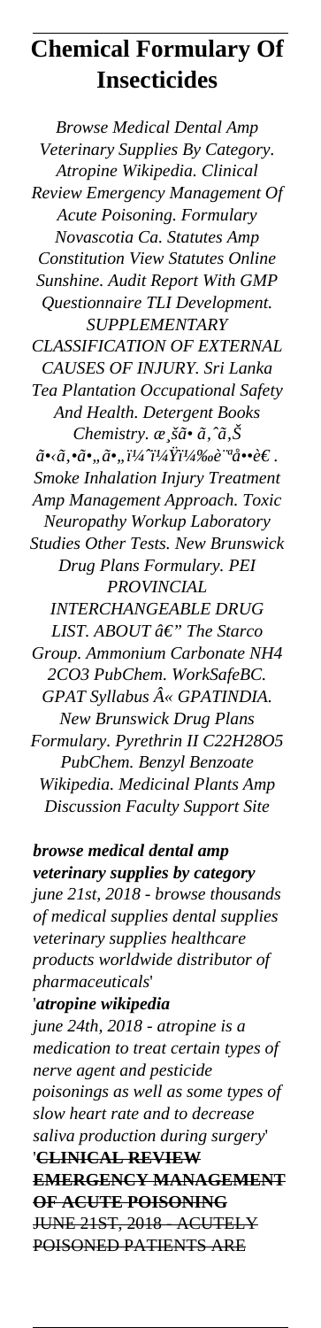# Chemical Formulary Of Insecticides

*Browse Medical Dental Amp Veterinary Supplies By Category. Atropine Wikipedia. Clinical Review Emergency Management Of Acute Poisoning. Formulary Novascotia Ca. Statutes Amp Constitution View Statutes Online Sunshine. Audit Report With GMP Questionnaire TLI Development. SUPPLEMENTARY CLASSIFICATION OF EXTERNAL CAUSES OF INJURY. Sri Lanka Tea Plantation Occupational Safety And Health. Detergent Books Chemistry. æ¸šã• ã‚ˆã‚Š ã•‹ã‚•ã•„ã•„ï¼ˆï¼Ÿï¼‰è¨ªå••è€. Smoke Inhalation Injury Treatment Amp Management Approach. Toxic Neuropathy Workup Laboratory Studies Other Tests. New Brunswick Drug Plans Formulary. PEI PROVINCIAL INTERCHANGEABLE DRUG LIST. ABOUT â€" The Starco Group. Ammonium Carbonate NH4 2CO3 PubChem. WorkSafeBC. GPAT Syllabus Â« GPATINDIA. New Brunswick Drug Plans Formulary. Pyrethrin II C22H28O5 PubChem. Benzyl Benzoate Wikipedia. Medicinal Plants Amp Discussion Faculty Support Site*

***browse medical dental amp veterinary supplies by category***
*june 21st, 2018 - browse thousands of medical supplies dental supplies veterinary supplies healthcare products worldwide distributor of pharmaceuticals*'

'***atropine wikipedia***
*june 24th, 2018 - atropine is a medication to treat certain types of nerve agent and pesticide poisonings as well as some types of slow heart rate and to decrease saliva production during surgery*'

'**CLINICAL REVIEW EMERGENCY MANAGEMENT OF ACUTE POISONING**
JUNE 21ST, 2018 - ACUTELY POISONED PATIENTS ARE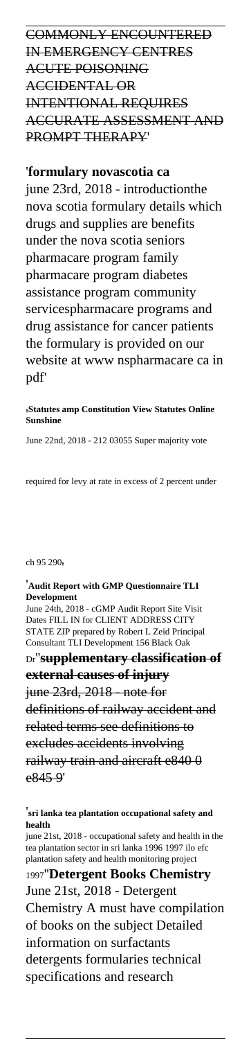COMMONLY ENCOUNTERED IN EMERGENCY CENTRES ACUTE POISONING ACCIDENTAL OR INTENTIONAL REQUIRES ACCURATE ASSESSMENT AND PROMPT THERAPY'

'**formulary novascotia ca**

june 23rd, 2018 - introductionthe nova scotia formulary details which drugs and supplies are benefits under the nova scotia seniors pharmacare program family pharmacare program diabetes assistance program community servicespharmacare programs and drug assistance for cancer patients the formulary is provided on our website at www nspharmacare ca in pdf'

'**Statutes amp Constitution View Statutes Online Sunshine**

June 22nd, 2018 - 212 03055 Super majority vote required for levy at rate in excess of 2 percent under ch 95 290'

'**Audit Report with GMP Questionnaire TLI Development**

June 24th, 2018 - cGMP Audit Report Site Visit Dates FILL IN for CLIENT ADDRESS CITY STATE ZIP prepared by Robert L Zeid Principal Consultant TLI Development 156 Black Oak Dr''**supplementary classification of external causes of injury**

june 23rd, 2018 - note for definitions of railway accident and related terms see definitions to excludes accidents involving railway train and aircraft e840 0 e845 9'

'**sri lanka tea plantation occupational safety and health**

june 21st, 2018 - occupational safety and health in the tea plantation sector in sri lanka 1996 1997 ilo efc plantation safety and health monitoring project 1997''**Detergent Books Chemistry**

June 21st, 2018 - Detergent Chemistry A must have compilation of books on the subject Detailed information on surfactants detergents formularies technical specifications and research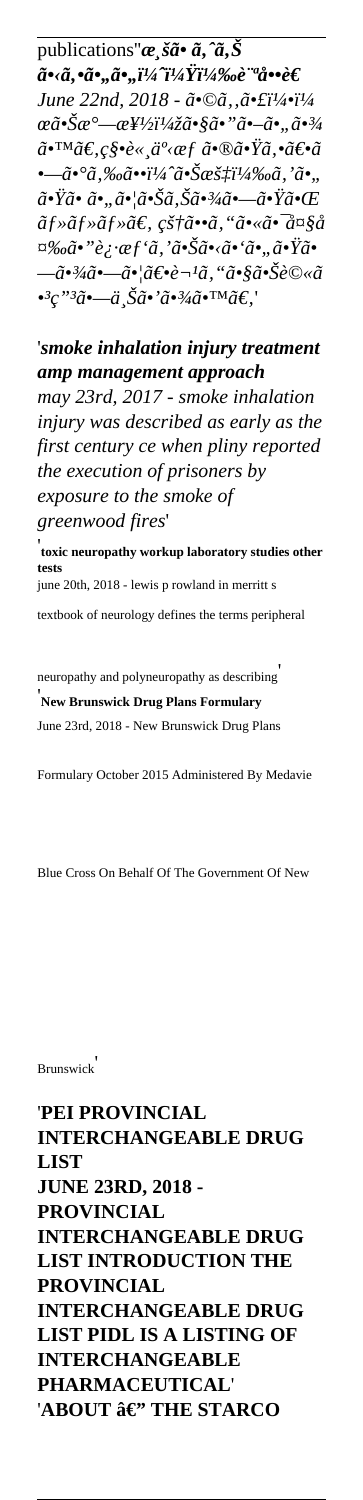publications''**_æ¸šã• ã‚ˆã‚Š ã•‹ã‚•ã•„ã•„ï¼ˆï¼Ÿï¼‰è¨˜å••è€_**

*June 22nd, 2018 - ã•©ã‚‚ã•£ï¼ˆ æœã•Šæœ—æ½žï¼‰ã•§ã•"ã•–ã•„ã•¾ã•™ã€‚ç§•è«¸ä¸ºæƒ ã•®ã••Ÿã‚•ã€•ã • —ã•°ã‚‰ã••ï¼ˆã•Šæœ‡ï¼‰ã‚'ã•„ ã•Ÿã• ã••ã•¦ã•Šã‚Šã•¾ã•—ã•Ÿã•Œ ãƒ»ãƒ»ãƒ»ã€‚ çš†ã••ã‚"ã•«ã• ¯ã•§å ¤‰ã•"è¿·æƒ'ã‚'ã•Šã•‹ã•'ã•—ã•Ÿã• —ã•¾ã•—ã•¦ã€•è¬¹ã‚"ã•§ã•Šè©«ã • ³ç"³ã•—ä¸Šã•'ã•¾ã•™ã€‚'*

'***smoke inhalation injury treatment amp management approach***

*may 23rd, 2017 - smoke inhalation injury was described as early as the first century ce when pliny reported the execution of prisoners by exposure to the smoke of greenwood fires*'

'**toxic neuropathy workup laboratory studies other tests**

june 20th, 2018 - lewis p rowland in merritt s textbook of neurology defines the terms peripheral neuropathy and polyneuropathy as describing'

'**New Brunswick Drug Plans Formulary**

June 23rd, 2018 - New Brunswick Drug Plans Formulary October 2015 Administered By Medavie Blue Cross On Behalf Of The Government Of New Brunswick'

'**PEI PROVINCIAL INTERCHANGEABLE DRUG LIST**

**JUNE 23RD, 2018 - PROVINCIAL INTERCHANGEABLE DRUG LIST INTRODUCTION THE PROVINCIAL INTERCHANGEABLE DRUG LIST PIDL IS A LISTING OF INTERCHANGEABLE PHARMACEUTICAL**'

'**ABOUT â€" THE STARCO**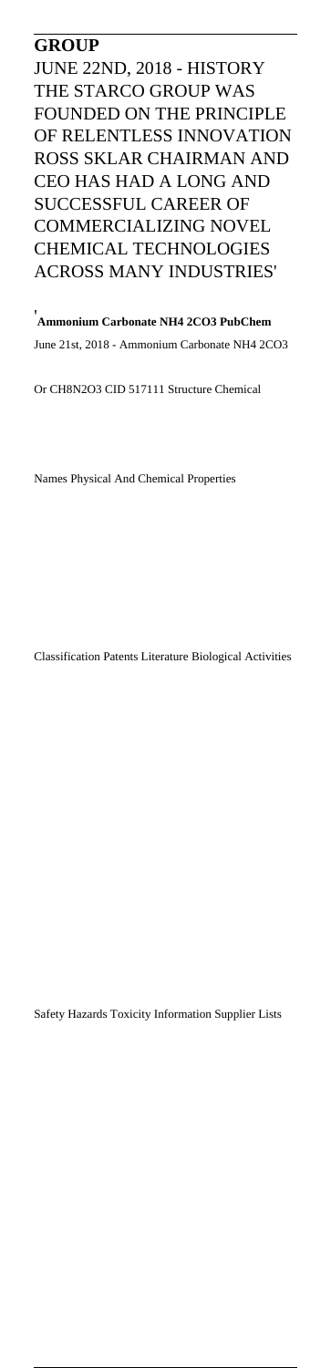**GROUP**

JUNE 22ND, 2018 - HISTORY THE STARCO GROUP WAS FOUNDED ON THE PRINCIPLE OF RELENTLESS INNOVATION ROSS SKLAR CHAIRMAN AND CEO HAS HAD A LONG AND SUCCESSFUL CAREER OF COMMERCIALIZING NOVEL CHEMICAL TECHNOLOGIES ACROSS MANY INDUSTRIES'

'**Ammonium Carbonate NH4 2CO3 PubChem**

June 21st, 2018 - Ammonium Carbonate NH4 2CO3 Or CH8N2O3 CID 517111 Structure Chemical Names Physical And Chemical Properties Classification Patents Literature Biological Activities Safety Hazards Toxicity Information Supplier Lists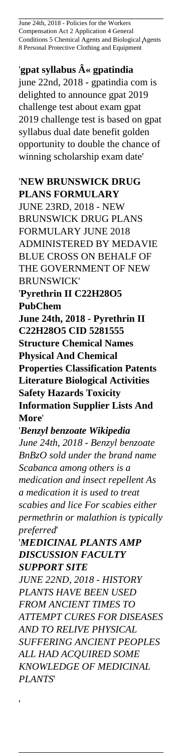June 24th, 2018 - Policies for the Workers Compensation Act 2 Application 4 General Conditions 5 Chemical Agents and Biological Agents 8 Personal Protective Clothing and Equipment'

'**gpat syllabus Â« gpatindia**
june 22nd, 2018 - gpatindia com is delighted to announce gpat 2019 challenge test about exam gpat 2019 challenge test is based on gpat syllabus dual date benefit golden opportunity to double the chance of winning scholarship exam date'

'**NEW BRUNSWICK DRUG PLANS FORMULARY**
JUNE 23RD, 2018 - NEW BRUNSWICK DRUG PLANS FORMULARY JUNE 2018 ADMINISTERED BY MEDAVIE BLUE CROSS ON BEHALF OF THE GOVERNMENT OF NEW BRUNSWICK'

'**Pyrethrin II C22H28O5 PubChem**
**June 24th, 2018 - Pyrethrin II C22H28O5 CID 5281555 Structure Chemical Names Physical And Chemical Properties Classification Patents Literature Biological Activities Safety Hazards Toxicity Information Supplier Lists And More**'

'***Benzyl benzoate Wikipedia***
*June 24th, 2018 - Benzyl benzoate BnBzO sold under the brand name Scabanca among others is a medication and insect repellent As a medication it is used to treat scabies and lice For scabies either permethrin or malathion is typically preferred*'

'***MEDICINAL PLANTS AMP DISCUSSION FACULTY SUPPORT SITE***
*JUNE 22ND, 2018 - HISTORY PLANTS HAVE BEEN USED FROM ANCIENT TIMES TO ATTEMPT CURES FOR DISEASES AND TO RELIVE PHYSICAL SUFFERING ANCIENT PEOPLES ALL HAD ACQUIRED SOME KNOWLEDGE OF MEDICINAL PLANTS*'

'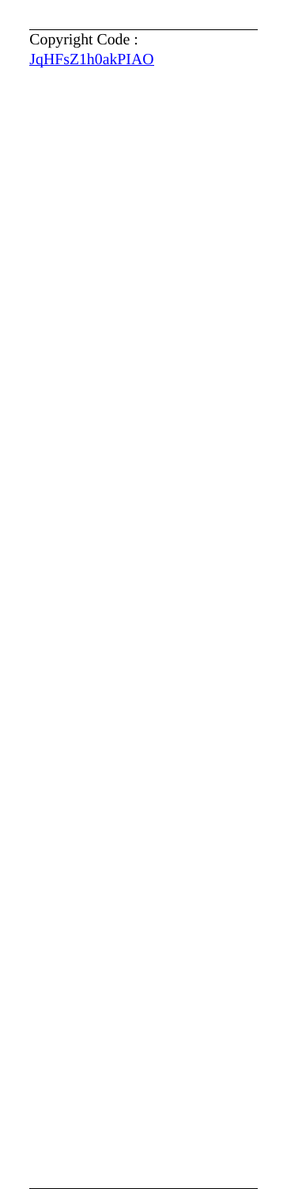Copyright Code : [JqHFsZ1h0akPIAO]